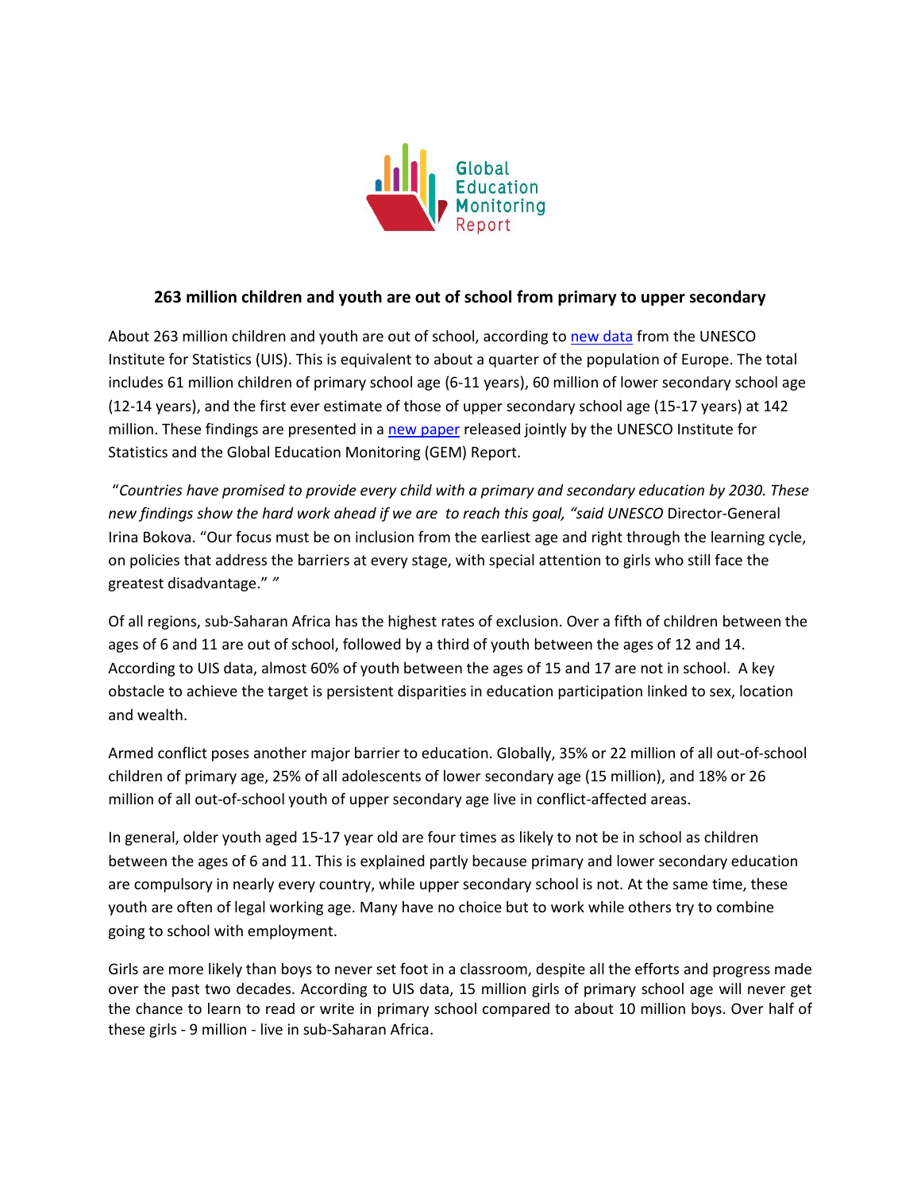Global Education Monitoring Report

**263 million children and youth are out of school from primary to upper secondary**

About 263 million children and youth are out of school, according to [new data](#) from the UNESCO Institute for Statistics (UIS). This is equivalent to about a quarter of the population of Europe. The total includes 61 million children of primary school age (6-11 years), 60 million of lower secondary school age (12-14 years), and the first ever estimate of those of upper secondary school age (15-17 years) at 142 million. These findings are presented in a [new paper](#) released jointly by the UNESCO Institute for Statistics and the Global Education Monitoring (GEM) Report.

"*Countries have promised to provide every child with a primary and secondary education by 2030. These new findings show the hard work ahead if we are to reach this goal, "said UNESCO* Director-General Irina Bokova. "Our focus must be on inclusion from the earliest age and right through the learning cycle, on policies that address the barriers at every stage, with special attention to girls who still face the greatest disadvantage." *"*

Of all regions, sub-Saharan Africa has the highest rates of exclusion. Over a fifth of children between the ages of 6 and 11 are out of school, followed by a third of youth between the ages of 12 and 14. According to UIS data, almost 60% of youth between the ages of 15 and 17 are not in school. A key obstacle to achieve the target is persistent disparities in education participation linked to sex, location and wealth.

Armed conflict poses another major barrier to education. Globally, 35% or 22 million of all out-of-school children of primary age, 25% of all adolescents of lower secondary age (15 million), and 18% or 26 million of all out-of-school youth of upper secondary age live in conflict-affected areas.

In general, older youth aged 15-17 year old are four times as likely to not be in school as children between the ages of 6 and 11. This is explained partly because primary and lower secondary education are compulsory in nearly every country, while upper secondary school is not. At the same time, these youth are often of legal working age. Many have no choice but to work while others try to combine going to school with employment.

Girls are more likely than boys to never set foot in a classroom, despite all the efforts and progress made over the past two decades. According to UIS data, 15 million girls of primary school age will never get the chance to learn to read or write in primary school compared to about 10 million boys. Over half of these girls - 9 million - live in sub-Saharan Africa.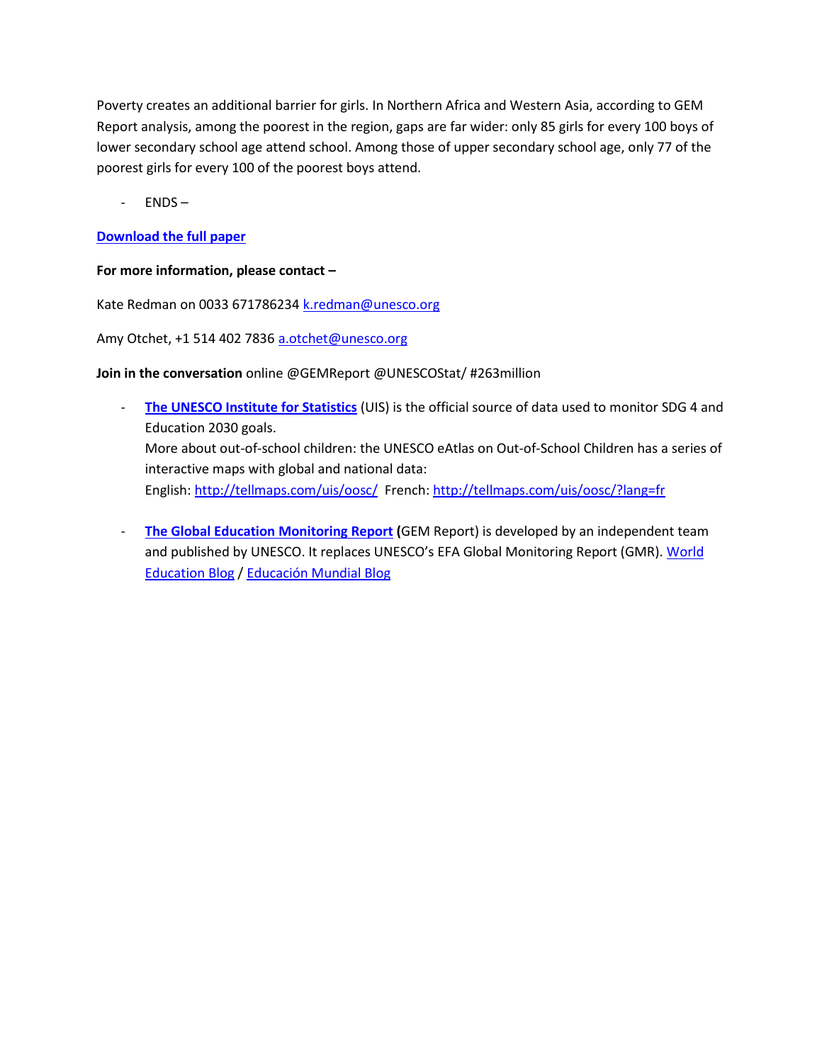Poverty creates an additional barrier for girls. In Northern Africa and Western Asia, according to GEM Report analysis, among the poorest in the region, gaps are far wider: only 85 girls for every 100 boys of lower secondary school age attend school. Among those of upper secondary school age, only 77 of the poorest girls for every 100 of the poorest boys attend.

- ENDS –

**Download the full paper**

**For more information, please contact –**

Kate Redman on 0033 671786234 k.redman@unesco.org

Amy Otchet, +1 514 402 7836 a.otchet@unesco.org

**Join in the conversation** online @GEMReport @UNESCOStat/ #263million

- **The UNESCO Institute for Statistics** (UIS) is the official source of data used to monitor SDG 4 and Education 2030 goals.
  More about out-of-school children: the UNESCO eAtlas on Out-of-School Children has a series of interactive maps with global and national data:
  English: http://tellmaps.com/uis/oosc/ French: http://tellmaps.com/uis/oosc/?lang=fr

- **The Global Education Monitoring Report (**GEM Report) is developed by an independent team and published by UNESCO. It replaces UNESCO's EFA Global Monitoring Report (GMR). World Education Blog / Educación Mundial Blog